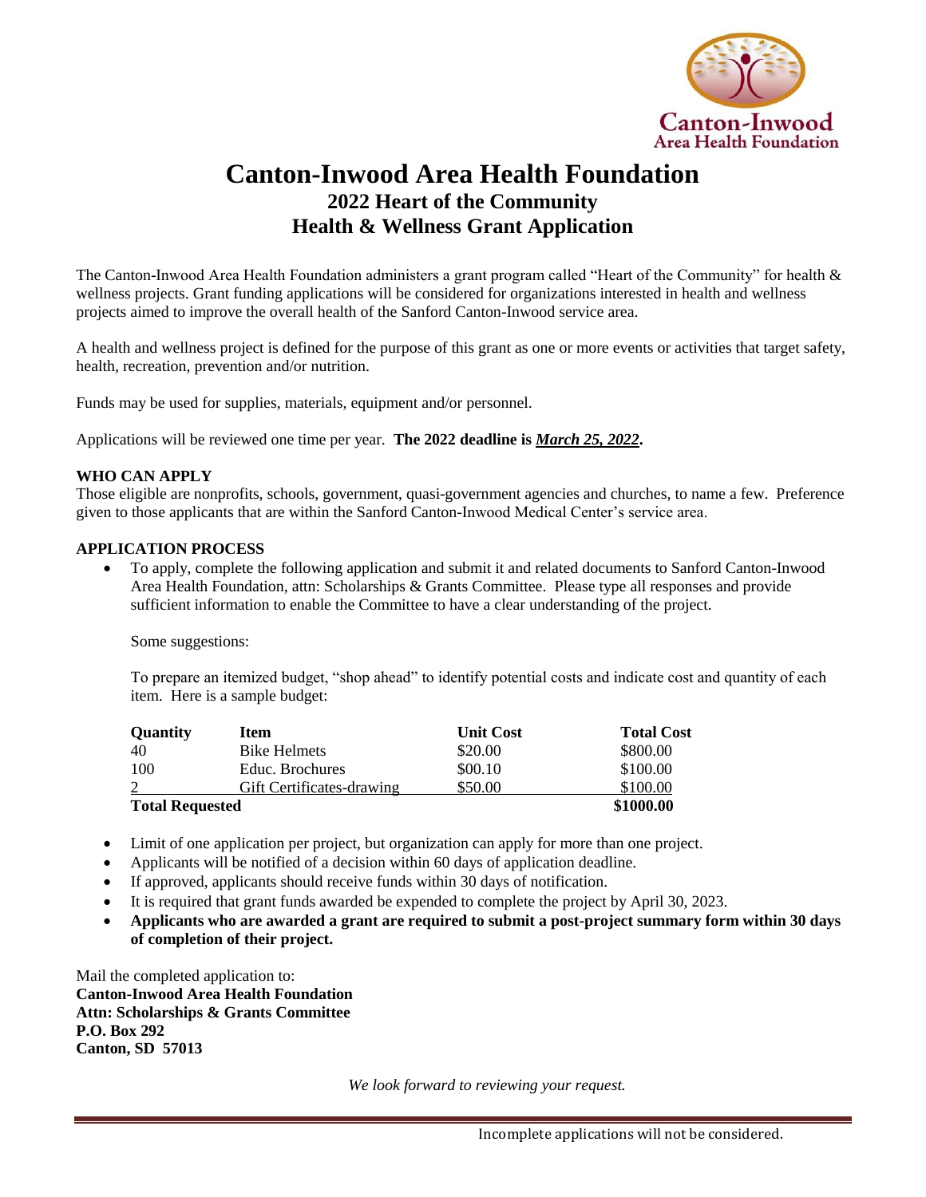# Canton-Inwood Area Health Foundation

## 2022 Heart of the Community
## Health & Wellness Grant Application

The Canton-Inwood Area Health Foundation administers a grant program called "Heart of the Community" for health & wellness projects. Grant funding applications will be considered for organizations interested in health and wellness projects aimed to improve the overall health of the Sanford Canton-Inwood service area.

A health and wellness project is defined for the purpose of this grant as one or more events or activities that target safety, health, recreation, prevention and/or nutrition.

Funds may be used for supplies, materials, equipment and/or personnel.

Applications will be reviewed one time per year. **The 2022 deadline is _March 25, 2022_.**

### WHO CAN APPLY

Those eligible are nonprofits, schools, government, quasi-government agencies and churches, to name a few. Preference given to those applicants that are within the Sanford Canton-Inwood Medical Center's service area.

### APPLICATION PROCESS

- To apply, complete the following application and submit it and related documents to Sanford Canton-Inwood Area Health Foundation, attn: Scholarships & Grants Committee. Please type all responses and provide sufficient information to enable the Committee to have a clear understanding of the project.

  Some suggestions:

  To prepare an itemized budget, "shop ahead" to identify potential costs and indicate cost and quantity of each item. Here is a sample budget:

| Quantity | Item | Unit Cost | Total Cost |
|---|---|---|---|
| 40 | Bike Helmets | $20.00 | $800.00 |
| 100 | Educ. Brochures | $00.10 | $100.00 |
| 2 | Gift Certificates-drawing | $50.00 | $100.00 |
| **Total Requested** | | | **$1000.00** |

- Limit of one application per project, but organization can apply for more than one project.
- Applicants will be notified of a decision within 60 days of application deadline.
- If approved, applicants should receive funds within 30 days of notification.
- It is required that grant funds awarded be expended to complete the project by April 30, 2023.
- **Applicants who are awarded a grant are required to submit a post-project summary form within 30 days of completion of their project.**

Mail the completed application to:
**Canton-Inwood Area Health Foundation**
**Attn: Scholarships & Grants Committee**
**P.O. Box 292**
**Canton, SD 57013**

*We look forward to reviewing your request.*

Incomplete applications will not be considered.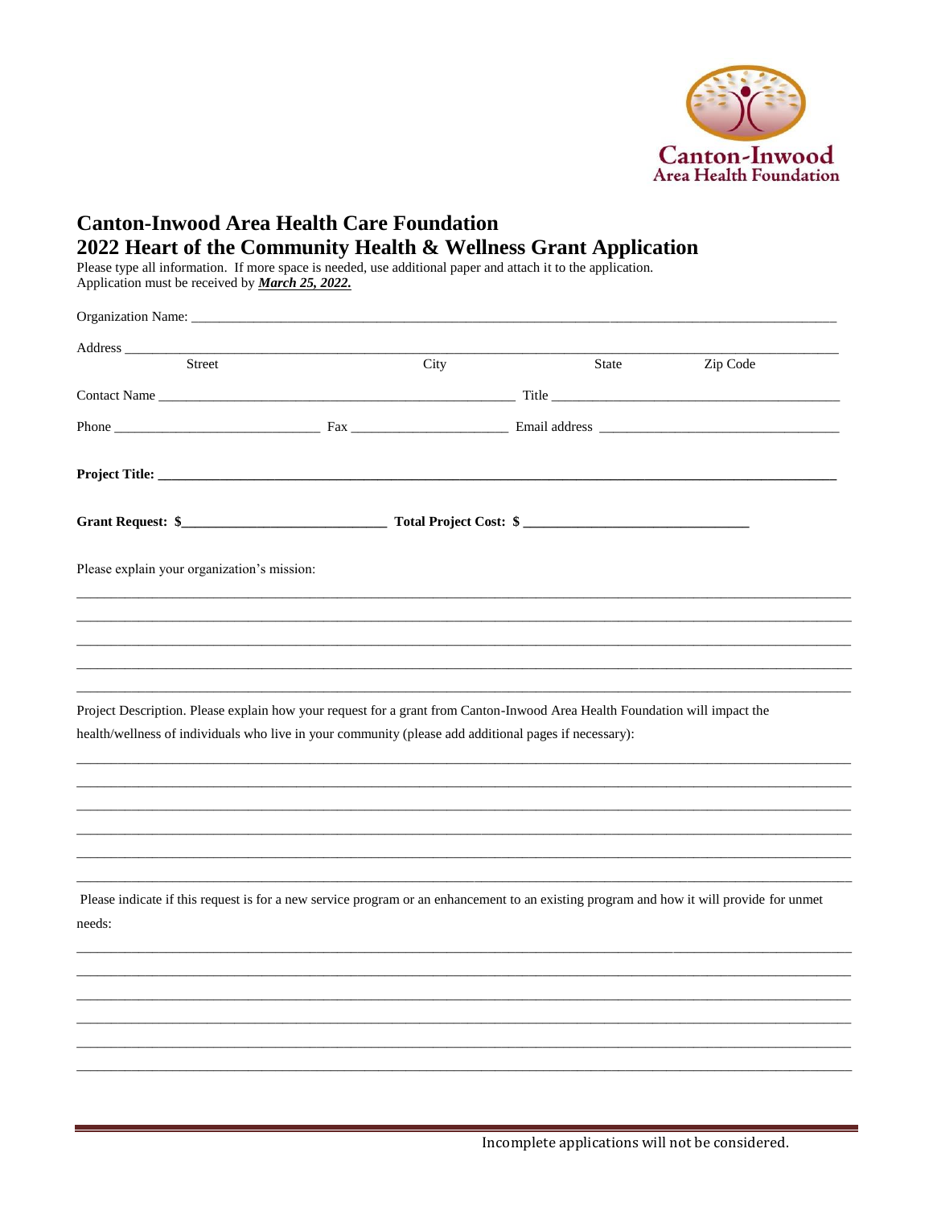Canton-Inwood
Area Health Foundation

# Canton-Inwood Area Health Care Foundation
# 2022 Heart of the Community Health & Wellness Grant Application

Please type all information. If more space is needed, use additional paper and attach it to the application.
Application must be received by ***March 25, 2022.***

Organization Name: ______________________________________________________________________________

Address ________________________________________________________________________________________
Street City State Zip Code

Contact Name ____________________________________________ Title _____________________________________

Phone __________________________ Fax ____________________ Email address ______________________________

**Project Title: ________________________________________________________________________________**

**Grant Request: $__________________________ Total Project Cost: $ ______________________________**

Please explain your organization's mission:

______________________________________________________________________________________________________
______________________________________________________________________________________________________
______________________________________________________________________________________________________
______________________________________________________________________________________________________
______________________________________________________________________________________________________

Project Description. Please explain how your request for a grant from Canton-Inwood Area Health Foundation will impact the health/wellness of individuals who live in your community (please add additional pages if necessary):

______________________________________________________________________________________________________
______________________________________________________________________________________________________
______________________________________________________________________________________________________
______________________________________________________________________________________________________
______________________________________________________________________________________________________
______________________________________________________________________________________________________

Please indicate if this request is for a new service program or an enhancement to an existing program and how it will provide for unmet needs:

______________________________________________________________________________________________________
______________________________________________________________________________________________________
______________________________________________________________________________________________________
______________________________________________________________________________________________________
______________________________________________________________________________________________________
______________________________________________________________________________________________________

Incomplete applications will not be considered.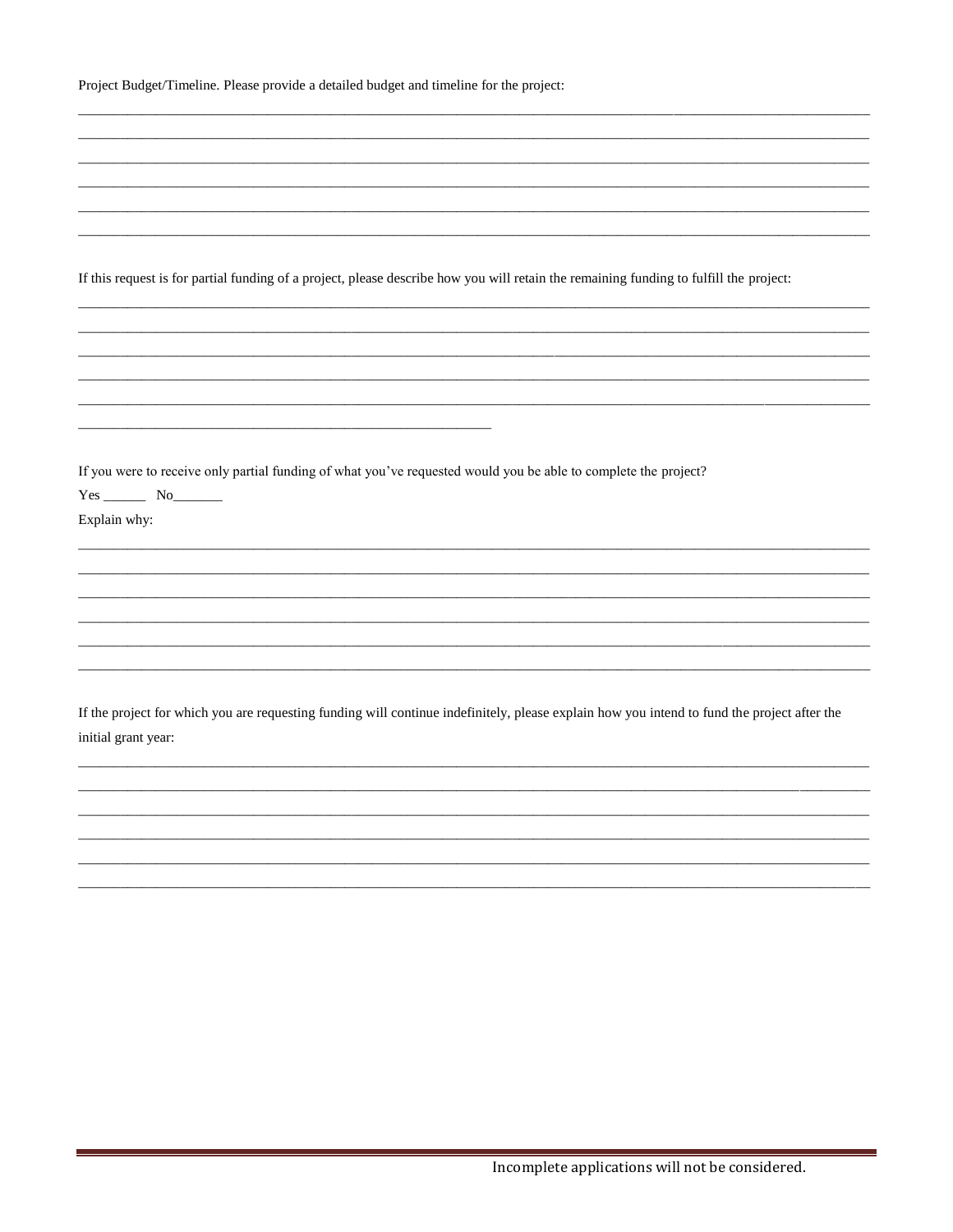Project Budget/Timeline. Please provide a detailed budget and timeline for the project:

_______________________________________________________________________________________________________________

_______________________________________________________________________________________________________________

_______________________________________________________________________________________________________________

_______________________________________________________________________________________________________________

_______________________________________________________________________________________________________________

_______________________________________________________________________________________________________________

If this request is for partial funding of a project, please describe how you will retain the remaining funding to fulfill the project:

_______________________________________________________________________________________________________________

_______________________________________________________________________________________________________________

_______________________________________________________________________________________________________________

_______________________________________________________________________________________________________________

_______________________________________________________________________________________________________________

___________________________________________________________

If you were to receive only partial funding of what you've requested would you be able to complete the project?

Yes ______ No_______

Explain why:

_______________________________________________________________________________________________________________

_______________________________________________________________________________________________________________

_______________________________________________________________________________________________________________

_______________________________________________________________________________________________________________

_______________________________________________________________________________________________________________

_______________________________________________________________________________________________________________

If the project for which you are requesting funding will continue indefinitely, please explain how you intend to fund the project after the initial grant year:

_______________________________________________________________________________________________________________

_______________________________________________________________________________________________________________

_______________________________________________________________________________________________________________

_______________________________________________________________________________________________________________

_______________________________________________________________________________________________________________

_______________________________________________________________________________________________________________

Incomplete applications will not be considered.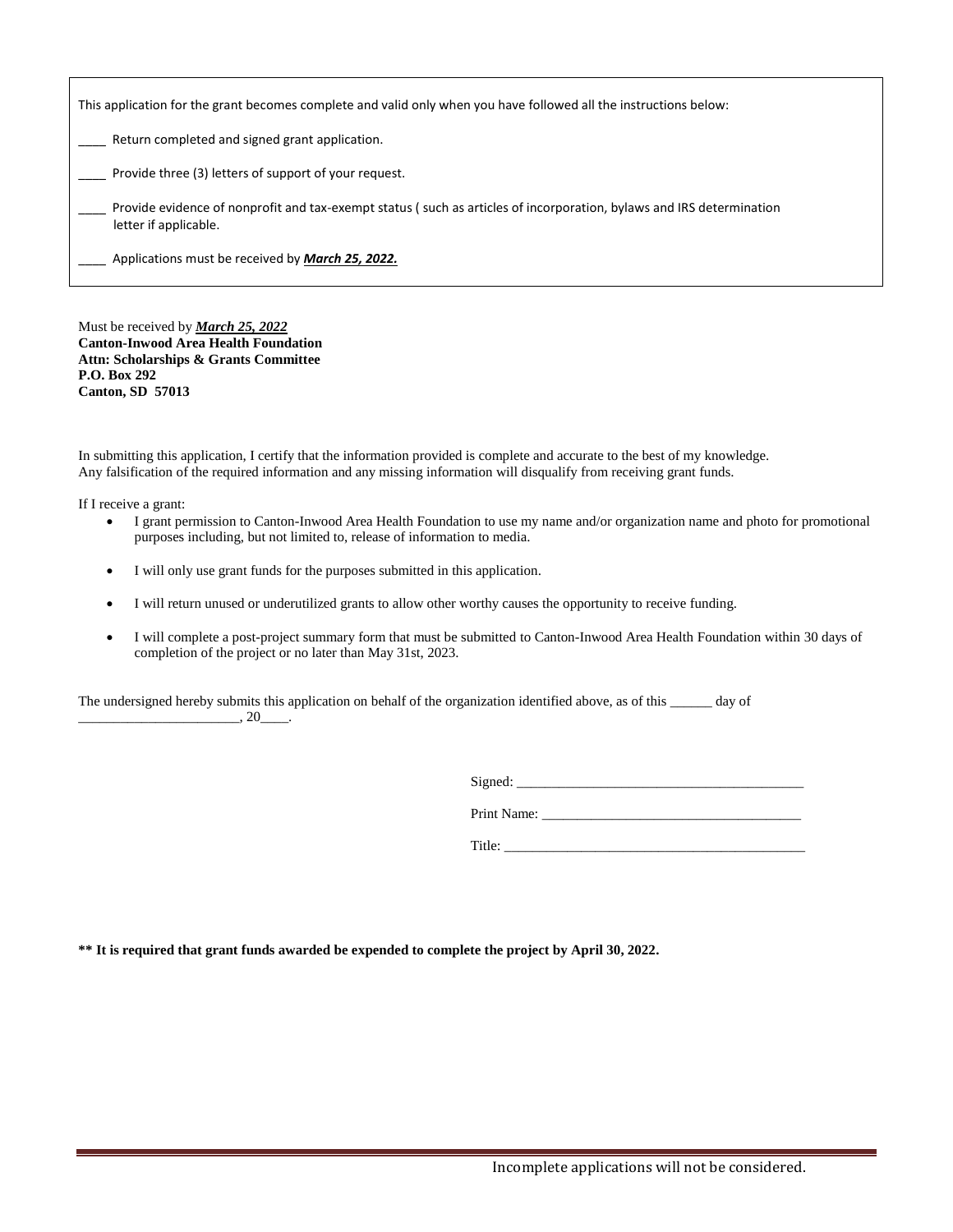This application for the grant becomes complete and valid only when you have followed all the instructions below:

____ Return completed and signed grant application.

____ Provide three (3) letters of support of your request.

____ Provide evidence of nonprofit and tax-exempt status ( such as articles of incorporation, bylaws and IRS determination letter if applicable.

____ Applications must be received by ***March 25, 2022.***

Must be received by ***March 25, 2022***
**Canton-Inwood Area Health Foundation**
**Attn: Scholarships & Grants Committee**
**P.O. Box 292**
**Canton, SD 57013**

In submitting this application, I certify that the information provided is complete and accurate to the best of my knowledge. Any falsification of the required information and any missing information will disqualify from receiving grant funds.

If I receive a grant:

- I grant permission to Canton-Inwood Area Health Foundation to use my name and/or organization name and photo for promotional purposes including, but not limited to, release of information to media.
- I will only use grant funds for the purposes submitted in this application.
- I will return unused or underutilized grants to allow other worthy causes the opportunity to receive funding.
- I will complete a post-project summary form that must be submitted to Canton-Inwood Area Health Foundation within 30 days of completion of the project or no later than May 31st, 2023.

The undersigned hereby submits this application on behalf of the organization identified above, as of this ______ day of _______________________, 20____.

Signed: _________________________________________

Print Name: _____________________________________

Title: ____________________________________________

**\*\* It is required that grant funds awarded be expended to complete the project by April 30, 2022.**

Incomplete applications will not be considered.